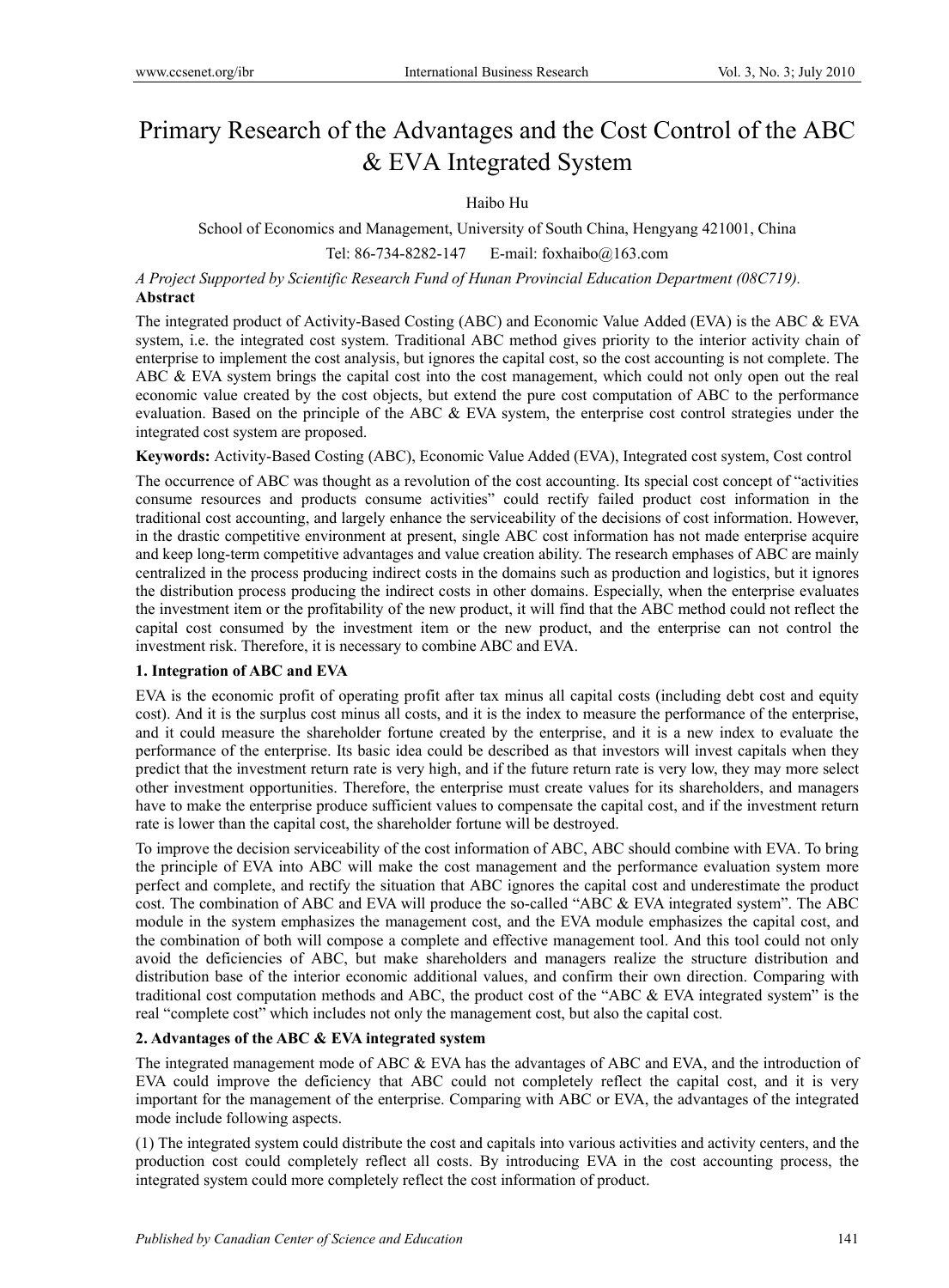# Primary Research of the Advantages and the Cost Control of the ABC & EVA Integrated System

Haibo Hu

School of Economics and Management, University of South China, Hengyang 421001, China

Tel: 86-734-8282-147 E-mail: foxhaibo@163.com

*A Project Supported by Scientific Research Fund of Hunan Provincial Education Department (08C719).*

**Abstract**

The integrated product of Activity-Based Costing (ABC) and Economic Value Added (EVA) is the ABC & EVA system, i.e. the integrated cost system. Traditional ABC method gives priority to the interior activity chain of enterprise to implement the cost analysis, but ignores the capital cost, so the cost accounting is not complete. The ABC & EVA system brings the capital cost into the cost management, which could not only open out the real economic value created by the cost objects, but extend the pure cost computation of ABC to the performance evaluation. Based on the principle of the ABC & EVA system, the enterprise cost control strategies under the integrated cost system are proposed.

**Keywords:** Activity-Based Costing (ABC), Economic Value Added (EVA), Integrated cost system, Cost control

The occurrence of ABC was thought as a revolution of the cost accounting. Its special cost concept of "activities consume resources and products consume activities" could rectify failed product cost information in the traditional cost accounting, and largely enhance the serviceability of the decisions of cost information. However, in the drastic competitive environment at present, single ABC cost information has not made enterprise acquire and keep long-term competitive advantages and value creation ability. The research emphases of ABC are mainly centralized in the process producing indirect costs in the domains such as production and logistics, but it ignores the distribution process producing the indirect costs in other domains. Especially, when the enterprise evaluates the investment item or the profitability of the new product, it will find that the ABC method could not reflect the capital cost consumed by the investment item or the new product, and the enterprise can not control the investment risk. Therefore, it is necessary to combine ABC and EVA.

## 1. Integration of ABC and EVA

EVA is the economic profit of operating profit after tax minus all capital costs (including debt cost and equity cost). And it is the surplus cost minus all costs, and it is the index to measure the performance of the enterprise, and it could measure the shareholder fortune created by the enterprise, and it is a new index to evaluate the performance of the enterprise. Its basic idea could be described as that investors will invest capitals when they predict that the investment return rate is very high, and if the future return rate is very low, they may more select other investment opportunities. Therefore, the enterprise must create values for its shareholders, and managers have to make the enterprise produce sufficient values to compensate the capital cost, and if the investment return rate is lower than the capital cost, the shareholder fortune will be destroyed.

To improve the decision serviceability of the cost information of ABC, ABC should combine with EVA. To bring the principle of EVA into ABC will make the cost management and the performance evaluation system more perfect and complete, and rectify the situation that ABC ignores the capital cost and underestimate the product cost. The combination of ABC and EVA will produce the so-called "ABC & EVA integrated system". The ABC module in the system emphasizes the management cost, and the EVA module emphasizes the capital cost, and the combination of both will compose a complete and effective management tool. And this tool could not only avoid the deficiencies of ABC, but make shareholders and managers realize the structure distribution and distribution base of the interior economic additional values, and confirm their own direction. Comparing with traditional cost computation methods and ABC, the product cost of the "ABC & EVA integrated system" is the real "complete cost" which includes not only the management cost, but also the capital cost.

## 2. Advantages of the ABC & EVA integrated system

The integrated management mode of ABC & EVA has the advantages of ABC and EVA, and the introduction of EVA could improve the deficiency that ABC could not completely reflect the capital cost, and it is very important for the management of the enterprise. Comparing with ABC or EVA, the advantages of the integrated mode include following aspects.

(1) The integrated system could distribute the cost and capitals into various activities and activity centers, and the production cost could completely reflect all costs. By introducing EVA in the cost accounting process, the integrated system could more completely reflect the cost information of product.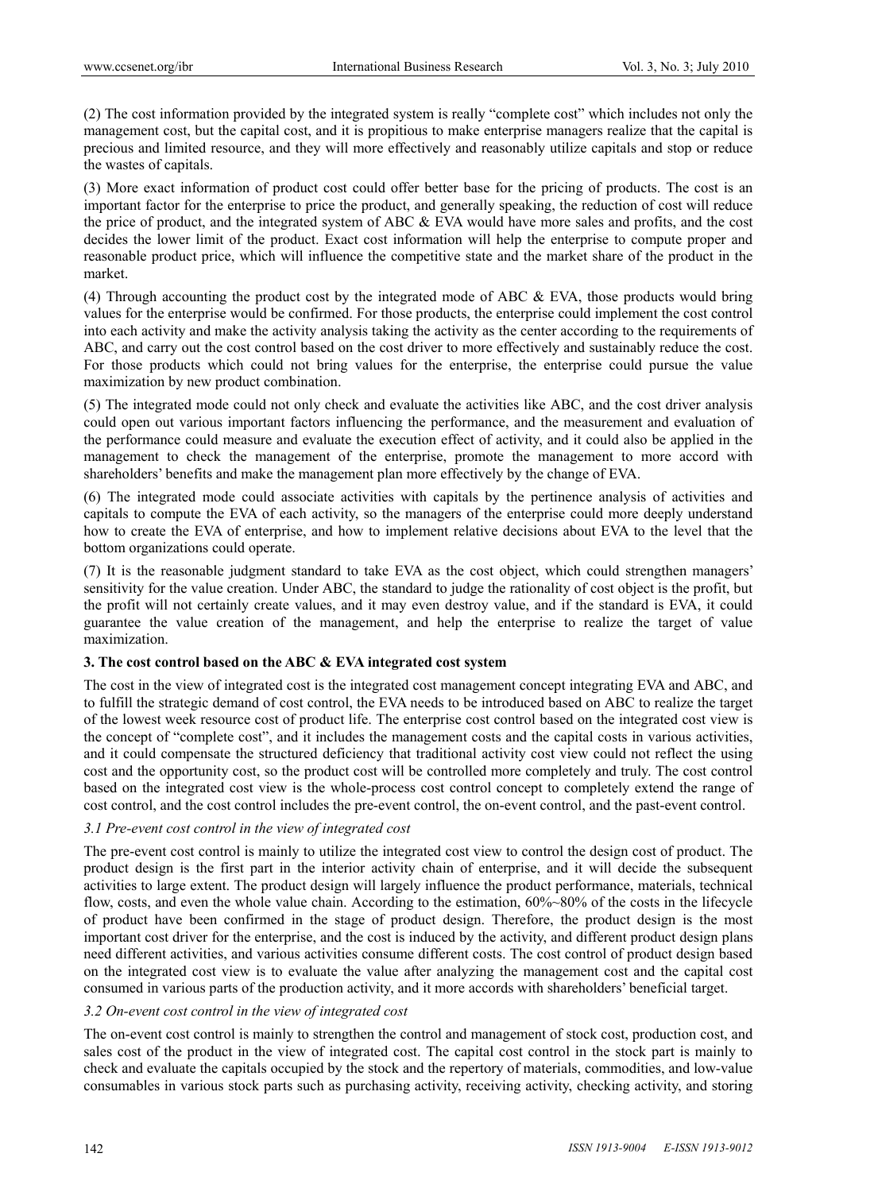(2) The cost information provided by the integrated system is really "complete cost" which includes not only the management cost, but the capital cost, and it is propitious to make enterprise managers realize that the capital is precious and limited resource, and they will more effectively and reasonably utilize capitals and stop or reduce the wastes of capitals.

(3) More exact information of product cost could offer better base for the pricing of products. The cost is an important factor for the enterprise to price the product, and generally speaking, the reduction of cost will reduce the price of product, and the integrated system of ABC & EVA would have more sales and profits, and the cost decides the lower limit of the product. Exact cost information will help the enterprise to compute proper and reasonable product price, which will influence the competitive state and the market share of the product in the market.

(4) Through accounting the product cost by the integrated mode of ABC & EVA, those products would bring values for the enterprise would be confirmed. For those products, the enterprise could implement the cost control into each activity and make the activity analysis taking the activity as the center according to the requirements of ABC, and carry out the cost control based on the cost driver to more effectively and sustainably reduce the cost. For those products which could not bring values for the enterprise, the enterprise could pursue the value maximization by new product combination.

(5) The integrated mode could not only check and evaluate the activities like ABC, and the cost driver analysis could open out various important factors influencing the performance, and the measurement and evaluation of the performance could measure and evaluate the execution effect of activity, and it could also be applied in the management to check the management of the enterprise, promote the management to more accord with shareholders' benefits and make the management plan more effectively by the change of EVA.

(6) The integrated mode could associate activities with capitals by the pertinence analysis of activities and capitals to compute the EVA of each activity, so the managers of the enterprise could more deeply understand how to create the EVA of enterprise, and how to implement relative decisions about EVA to the level that the bottom organizations could operate.

(7) It is the reasonable judgment standard to take EVA as the cost object, which could strengthen managers' sensitivity for the value creation. Under ABC, the standard to judge the rationality of cost object is the profit, but the profit will not certainly create values, and it may even destroy value, and if the standard is EVA, it could guarantee the value creation of the management, and help the enterprise to realize the target of value maximization.

## 3. The cost control based on the ABC & EVA integrated cost system

The cost in the view of integrated cost is the integrated cost management concept integrating EVA and ABC, and to fulfill the strategic demand of cost control, the EVA needs to be introduced based on ABC to realize the target of the lowest week resource cost of product life. The enterprise cost control based on the integrated cost view is the concept of "complete cost", and it includes the management costs and the capital costs in various activities, and it could compensate the structured deficiency that traditional activity cost view could not reflect the using cost and the opportunity cost, so the product cost will be controlled more completely and truly. The cost control based on the integrated cost view is the whole-process cost control concept to completely extend the range of cost control, and the cost control includes the pre-event control, the on-event control, and the past-event control.

### *3.1 Pre-event cost control in the view of integrated cost*

The pre-event cost control is mainly to utilize the integrated cost view to control the design cost of product. The product design is the first part in the interior activity chain of enterprise, and it will decide the subsequent activities to large extent. The product design will largely influence the product performance, materials, technical flow, costs, and even the whole value chain. According to the estimation, 60%~80% of the costs in the lifecycle of product have been confirmed in the stage of product design. Therefore, the product design is the most important cost driver for the enterprise, and the cost is induced by the activity, and different product design plans need different activities, and various activities consume different costs. The cost control of product design based on the integrated cost view is to evaluate the value after analyzing the management cost and the capital cost consumed in various parts of the production activity, and it more accords with shareholders' beneficial target.

### *3.2 On-event cost control in the view of integrated cost*

The on-event cost control is mainly to strengthen the control and management of stock cost, production cost, and sales cost of the product in the view of integrated cost. The capital cost control in the stock part is mainly to check and evaluate the capitals occupied by the stock and the repertory of materials, commodities, and low-value consumables in various stock parts such as purchasing activity, receiving activity, checking activity, and storing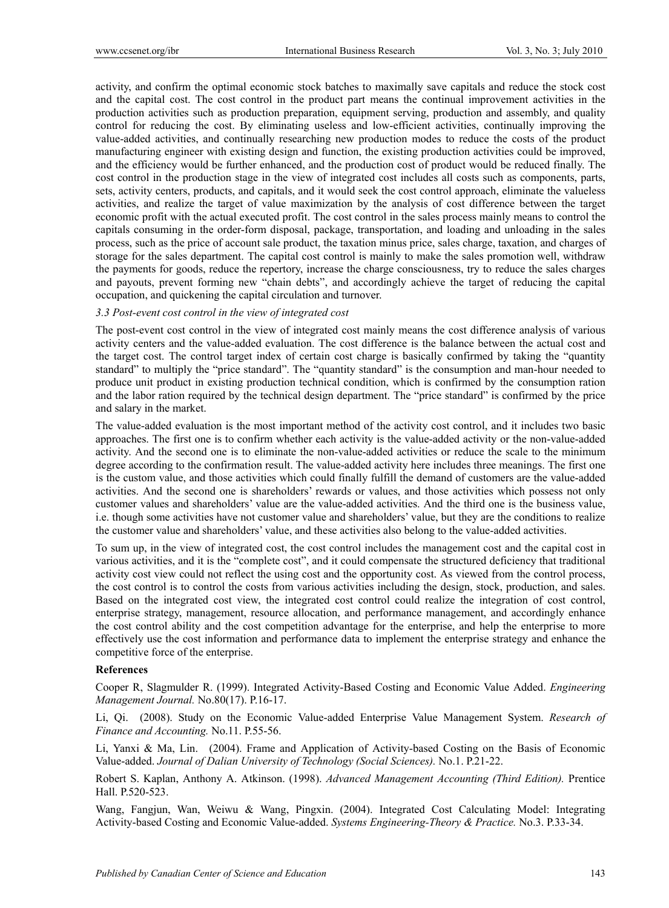activity, and confirm the optimal economic stock batches to maximally save capitals and reduce the stock cost and the capital cost. The cost control in the product part means the continual improvement activities in the production activities such as production preparation, equipment serving, production and assembly, and quality control for reducing the cost. By eliminating useless and low-efficient activities, continually improving the value-added activities, and continually researching new production modes to reduce the costs of the product manufacturing engineer with existing design and function, the existing production activities could be improved, and the efficiency would be further enhanced, and the production cost of product would be reduced finally. The cost control in the production stage in the view of integrated cost includes all costs such as components, parts, sets, activity centers, products, and capitals, and it would seek the cost control approach, eliminate the valueless activities, and realize the target of value maximization by the analysis of cost difference between the target economic profit with the actual executed profit. The cost control in the sales process mainly means to control the capitals consuming in the order-form disposal, package, transportation, and loading and unloading in the sales process, such as the price of account sale product, the taxation minus price, sales charge, taxation, and charges of storage for the sales department. The capital cost control is mainly to make the sales promotion well, withdraw the payments for goods, reduce the repertory, increase the charge consciousness, try to reduce the sales charges and payouts, prevent forming new "chain debts", and accordingly achieve the target of reducing the capital occupation, and quickening the capital circulation and turnover.

### *3.3 Post-event cost control in the view of integrated cost*

The post-event cost control in the view of integrated cost mainly means the cost difference analysis of various activity centers and the value-added evaluation. The cost difference is the balance between the actual cost and the target cost. The control target index of certain cost charge is basically confirmed by taking the "quantity standard" to multiply the "price standard". The "quantity standard" is the consumption and man-hour needed to produce unit product in existing production technical condition, which is confirmed by the consumption ration and the labor ration required by the technical design department. The "price standard" is confirmed by the price and salary in the market.

The value-added evaluation is the most important method of the activity cost control, and it includes two basic approaches. The first one is to confirm whether each activity is the value-added activity or the non-value-added activity. And the second one is to eliminate the non-value-added activities or reduce the scale to the minimum degree according to the confirmation result. The value-added activity here includes three meanings. The first one is the custom value, and those activities which could finally fulfill the demand of customers are the value-added activities. And the second one is shareholders' rewards or values, and those activities which possess not only customer values and shareholders' value are the value-added activities. And the third one is the business value, i.e. though some activities have not customer value and shareholders' value, but they are the conditions to realize the customer value and shareholders' value, and these activities also belong to the value-added activities.

To sum up, in the view of integrated cost, the cost control includes the management cost and the capital cost in various activities, and it is the "complete cost", and it could compensate the structured deficiency that traditional activity cost view could not reflect the using cost and the opportunity cost. As viewed from the control process, the cost control is to control the costs from various activities including the design, stock, production, and sales. Based on the integrated cost view, the integrated cost control could realize the integration of cost control, enterprise strategy, management, resource allocation, and performance management, and accordingly enhance the cost control ability and the cost competition advantage for the enterprise, and help the enterprise to more effectively use the cost information and performance data to implement the enterprise strategy and enhance the competitive force of the enterprise.

## References

Cooper R, Slagmulder R. (1999). Integrated Activity-Based Costing and Economic Value Added. *Engineering Management Journal.* No.80(17). P.16-17.

Li, Qi. (2008). Study on the Economic Value-added Enterprise Value Management System. *Research of Finance and Accounting.* No.11. P.55-56.

Li, Yanxi & Ma, Lin. (2004). Frame and Application of Activity-based Costing on the Basis of Economic Value-added. *Journal of Dalian University of Technology (Social Sciences).* No.1. P.21-22.

Robert S. Kaplan, Anthony A. Atkinson. (1998). *Advanced Management Accounting (Third Edition).* Prentice Hall. P.520-523.

Wang, Fangjun, Wan, Weiwu & Wang, Pingxin. (2004). Integrated Cost Calculating Model: Integrating Activity-based Costing and Economic Value-added. *Systems Engineering-Theory & Practice.* No.3. P.33-34.